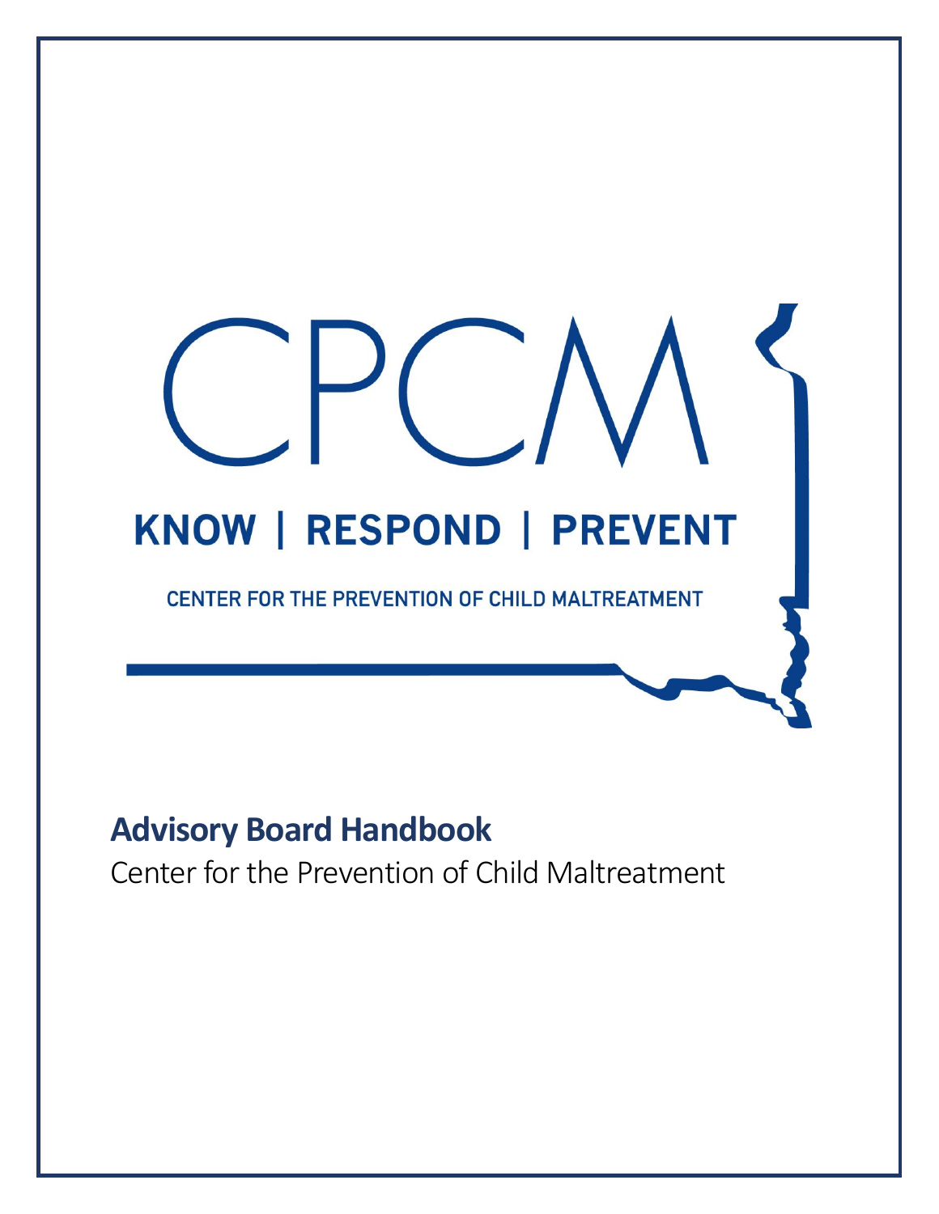CPCM

KNOW | RESPOND | PREVENT

CENTER FOR THE PREVENTION OF CHILD MALTREATMENT

# Advisory Board Handbook

Center for the Prevention of Child Maltreatment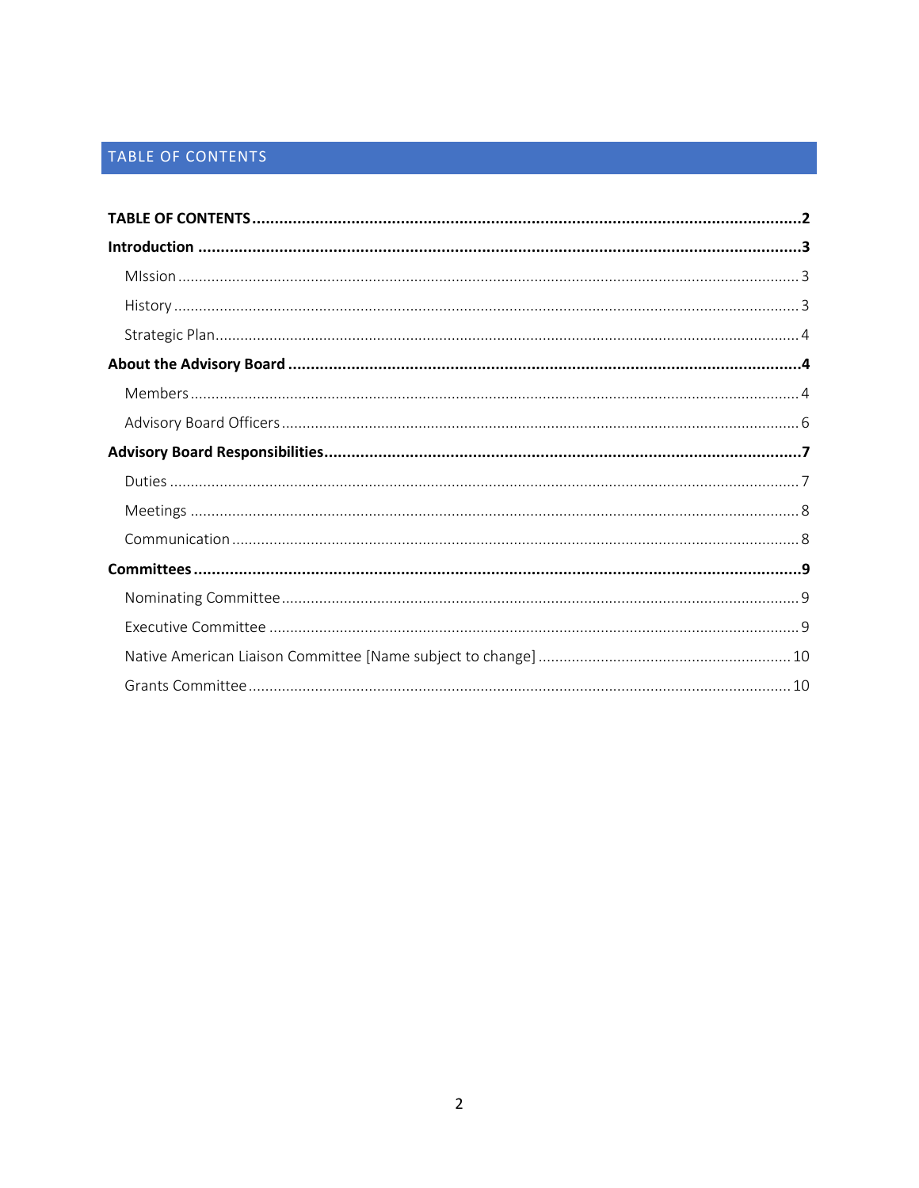# TABLE OF CONTENTS

**TABLE OF CONTENTS** .......... **2**

**Introduction** .......... **3**

- MIssion .......... 3
- History .......... 3
- Strategic Plan .......... 4

**About the Advisory Board** .......... **4**

- Members .......... 4
- Advisory Board Officers .......... 6

**Advisory Board Responsibilities** .......... **7**

- Duties .......... 7
- Meetings .......... 8
- Communication .......... 8

**Committees** .......... **9**

- Nominating Committee .......... 9
- Executive Committee .......... 9
- Native American Liaison Committee [Name subject to change] .......... 10
- Grants Committee .......... 10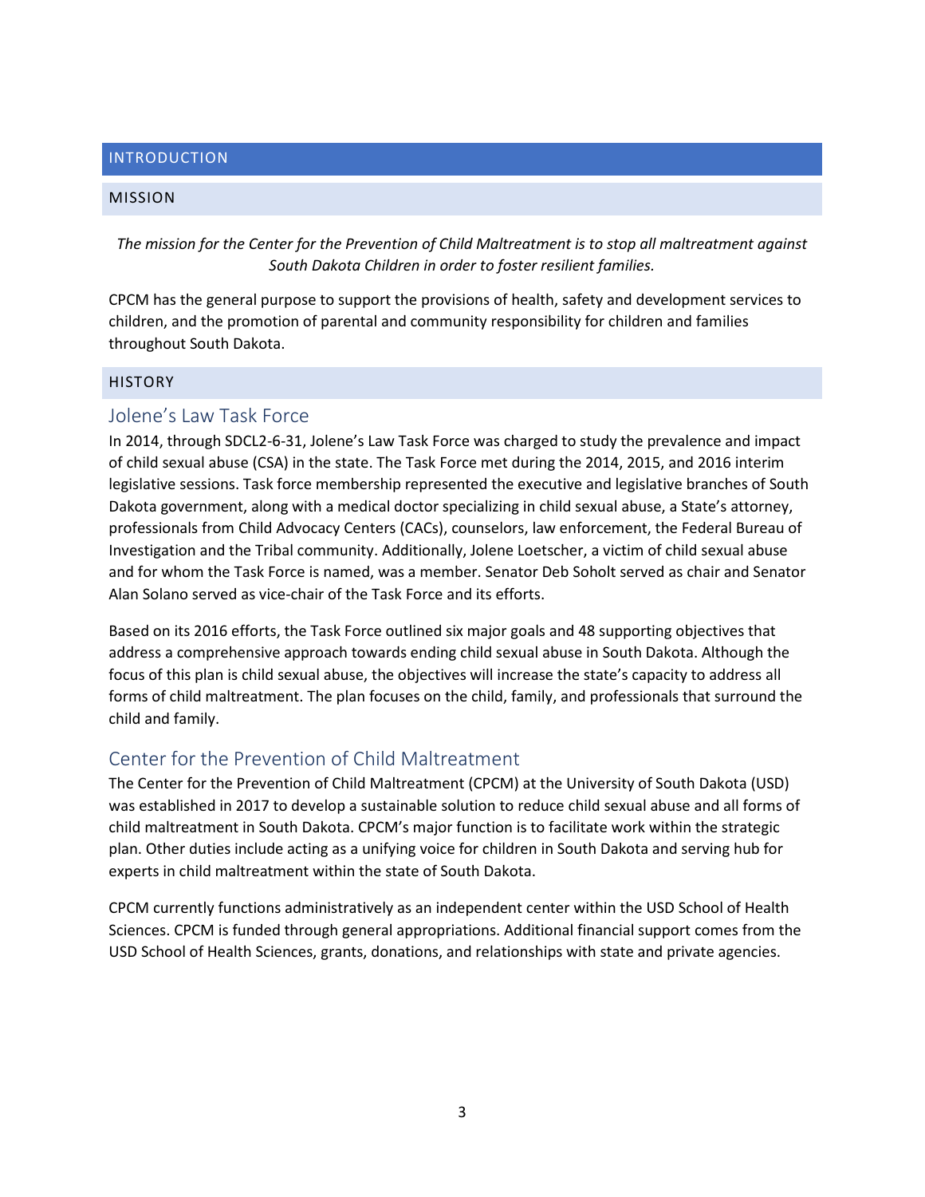# INTRODUCTION

## MISSION

*The mission for the Center for the Prevention of Child Maltreatment is to stop all maltreatment against South Dakota Children in order to foster resilient families.*

CPCM has the general purpose to support the provisions of health, safety and development services to children, and the promotion of parental and community responsibility for children and families throughout South Dakota.

## HISTORY

### Jolene's Law Task Force

In 2014, through SDCL2-6-31, Jolene's Law Task Force was charged to study the prevalence and impact of child sexual abuse (CSA) in the state. The Task Force met during the 2014, 2015, and 2016 interim legislative sessions. Task force membership represented the executive and legislative branches of South Dakota government, along with a medical doctor specializing in child sexual abuse, a State's attorney, professionals from Child Advocacy Centers (CACs), counselors, law enforcement, the Federal Bureau of Investigation and the Tribal community. Additionally, Jolene Loetscher, a victim of child sexual abuse and for whom the Task Force is named, was a member. Senator Deb Soholt served as chair and Senator Alan Solano served as vice-chair of the Task Force and its efforts.

Based on its 2016 efforts, the Task Force outlined six major goals and 48 supporting objectives that address a comprehensive approach towards ending child sexual abuse in South Dakota. Although the focus of this plan is child sexual abuse, the objectives will increase the state's capacity to address all forms of child maltreatment. The plan focuses on the child, family, and professionals that surround the child and family.

### Center for the Prevention of Child Maltreatment

The Center for the Prevention of Child Maltreatment (CPCM) at the University of South Dakota (USD) was established in 2017 to develop a sustainable solution to reduce child sexual abuse and all forms of child maltreatment in South Dakota. CPCM's major function is to facilitate work within the strategic plan. Other duties include acting as a unifying voice for children in South Dakota and serving hub for experts in child maltreatment within the state of South Dakota.

CPCM currently functions administratively as an independent center within the USD School of Health Sciences. CPCM is funded through general appropriations. Additional financial support comes from the USD School of Health Sciences, grants, donations, and relationships with state and private agencies.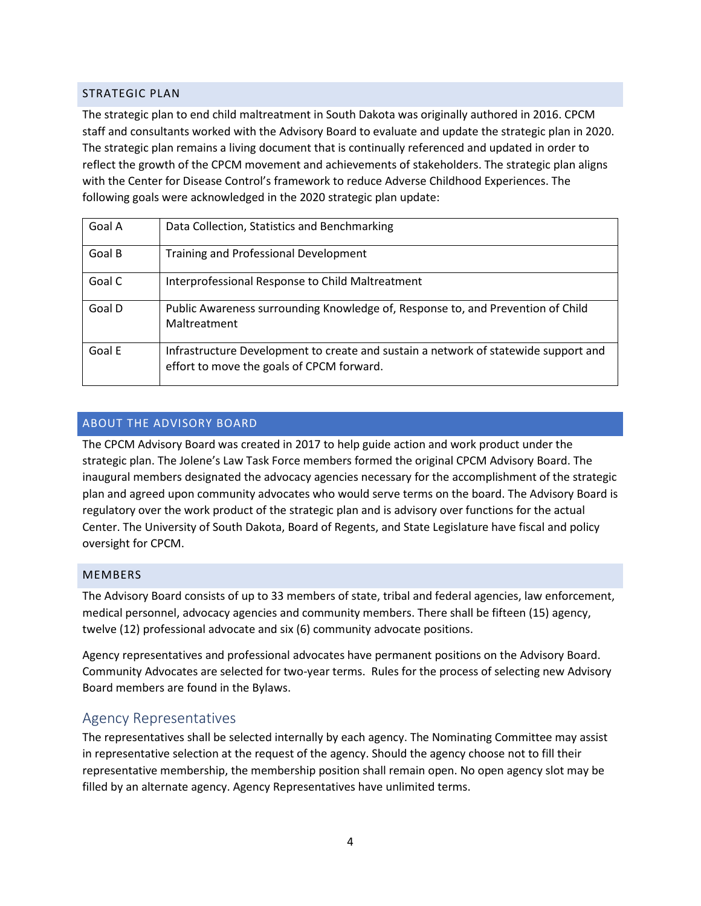## STRATEGIC PLAN

The strategic plan to end child maltreatment in South Dakota was originally authored in 2016. CPCM staff and consultants worked with the Advisory Board to evaluate and update the strategic plan in 2020. The strategic plan remains a living document that is continually referenced and updated in order to reflect the growth of the CPCM movement and achievements of stakeholders. The strategic plan aligns with the Center for Disease Control's framework to reduce Adverse Childhood Experiences. The following goals were acknowledged in the 2020 strategic plan update:

| Goal | Description |
|---|---|
| Goal A | Data Collection, Statistics and Benchmarking |
| Goal B | Training and Professional Development |
| Goal C | Interprofessional Response to Child Maltreatment |
| Goal D | Public Awareness surrounding Knowledge of, Response to, and Prevention of Child Maltreatment |
| Goal E | Infrastructure Development to create and sustain a network of statewide support and effort to move the goals of CPCM forward. |

## ABOUT THE ADVISORY BOARD

The CPCM Advisory Board was created in 2017 to help guide action and work product under the strategic plan. The Jolene's Law Task Force members formed the original CPCM Advisory Board. The inaugural members designated the advocacy agencies necessary for the accomplishment of the strategic plan and agreed upon community advocates who would serve terms on the board. The Advisory Board is regulatory over the work product of the strategic plan and is advisory over functions for the actual Center. The University of South Dakota, Board of Regents, and State Legislature have fiscal and policy oversight for CPCM.

## MEMBERS

The Advisory Board consists of up to 33 members of state, tribal and federal agencies, law enforcement, medical personnel, advocacy agencies and community members. There shall be fifteen (15) agency, twelve (12) professional advocate and six (6) community advocate positions.

Agency representatives and professional advocates have permanent positions on the Advisory Board. Community Advocates are selected for two-year terms. Rules for the process of selecting new Advisory Board members are found in the Bylaws.

### Agency Representatives

The representatives shall be selected internally by each agency. The Nominating Committee may assist in representative selection at the request of the agency. Should the agency choose not to fill their representative membership, the membership position shall remain open. No open agency slot may be filled by an alternate agency. Agency Representatives have unlimited terms.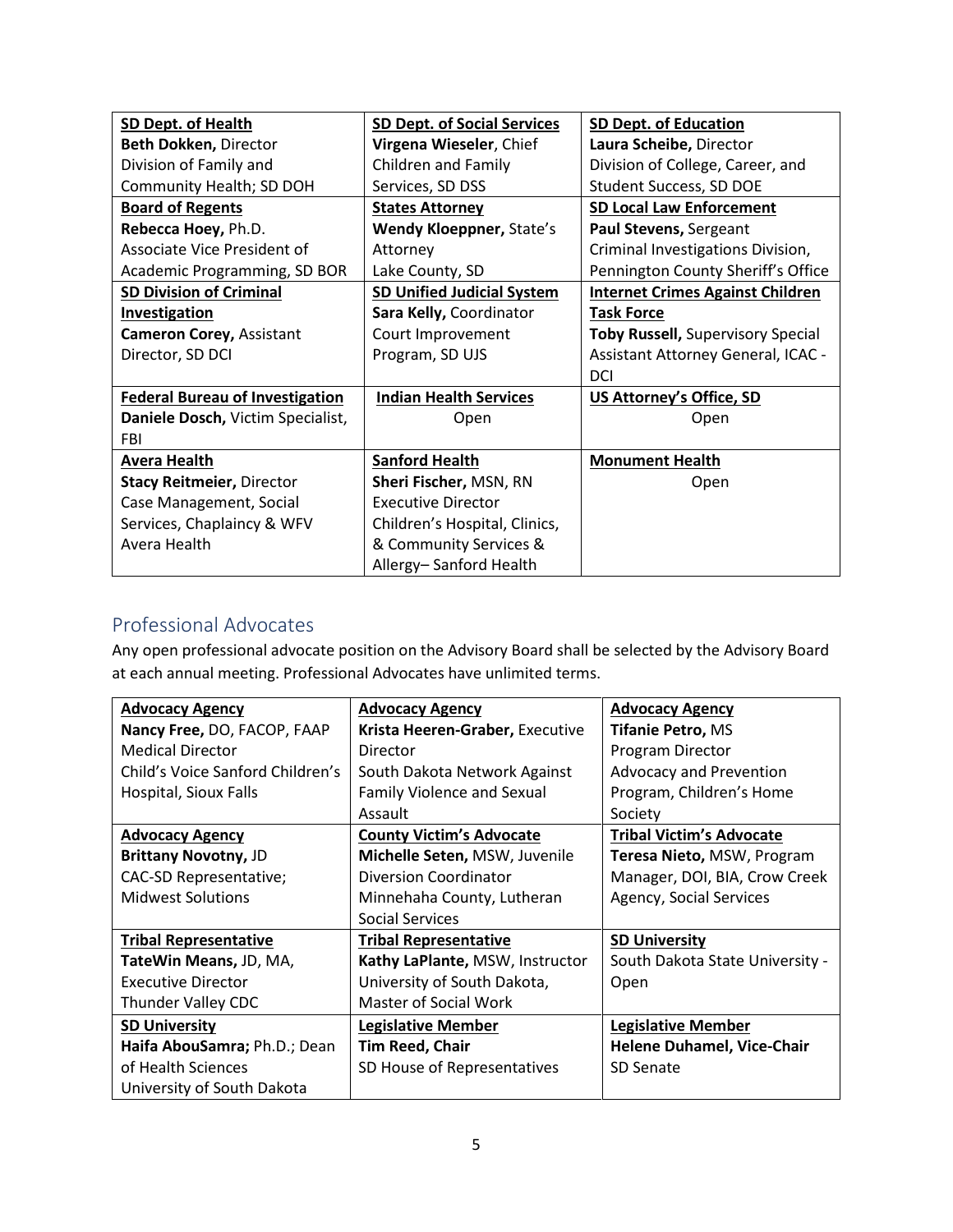| **SD Dept. of Health** | **SD Dept. of Social Services** | **SD Dept. of Education** |
|---|---|---|
| **Beth Dokken,** Director Division of Family and Community Health; SD DOH | **Virgena Wieseler**, Chief Children and Family Services, SD DSS | **Laura Scheibe,** Director Division of College, Career, and Student Success, SD DOE |
| **Board of Regents** | **States Attorney** | **SD Local Law Enforcement** |
| **Rebecca Hoey,** Ph.D. Associate Vice President of Academic Programming, SD BOR | **Wendy Kloeppner,** State's Attorney Lake County, SD | **Paul Stevens,** Sergeant Criminal Investigations Division, Pennington County Sheriff's Office |
| **SD Division of Criminal Investigation** | **SD Unified Judicial System** | **Internet Crimes Against Children Task Force** |
| **Cameron Corey,** Assistant Director, SD DCI | **Sara Kelly,** Coordinator Court Improvement Program, SD UJS | **Toby Russell,** Supervisory Special Assistant Attorney General, ICAC - DCI |
| **Federal Bureau of Investigation** | **Indian Health Services** | **US Attorney's Office, SD** |
| **Daniele Dosch,** Victim Specialist, FBI | Open | Open |
| **Avera Health** | **Sanford Health** | **Monument Health** |
| **Stacy Reitmeier,** Director Case Management, Social Services, Chaplaincy & WFV Avera Health | **Sheri Fischer,** MSN, RN Executive Director Children's Hospital, Clinics, & Community Services & Allergy– Sanford Health | Open |

## Professional Advocates

Any open professional advocate position on the Advisory Board shall be selected by the Advisory Board at each annual meeting. Professional Advocates have unlimited terms.

| **Advocacy Agency** | **Advocacy Agency** | **Advocacy Agency** |
|---|---|---|
| **Nancy Free,** DO, FACOP, FAAP Medical Director Child's Voice Sanford Children's Hospital, Sioux Falls | **Krista Heeren-Graber,** Executive Director South Dakota Network Against Family Violence and Sexual Assault | **Tifanie Petro,** MS Program Director Advocacy and Prevention Program, Children's Home Society |
| **Advocacy Agency** | **County Victim's Advocate** | **Tribal Victim's Advocate** |
| **Brittany Novotny,** JD CAC-SD Representative; Midwest Solutions | **Michelle Seten,** MSW, Juvenile Diversion Coordinator Minnehaha County, Lutheran Social Services | **Teresa Nieto,** MSW, Program Manager, DOI, BIA, Crow Creek Agency, Social Services |
| **Tribal Representative** | **Tribal Representative** | **SD University** |
| **TateWin Means,** JD, MA, Executive Director Thunder Valley CDC | **Kathy LaPlante,** MSW, Instructor University of South Dakota, Master of Social Work | South Dakota State University - Open |
| **SD University** | **Legislative Member** | **Legislative Member** |
| **Haifa AbouSamra;** Ph.D.; Dean of Health Sciences University of South Dakota | **Tim Reed, Chair** SD House of Representatives | **Helene Duhamel, Vice-Chair** SD Senate |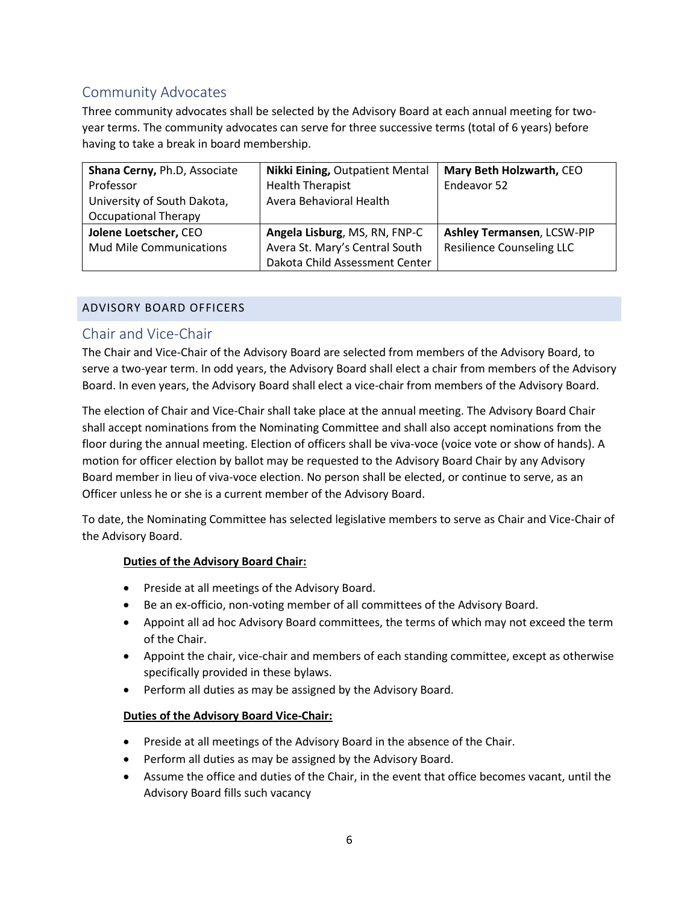## Community Advocates

Three community advocates shall be selected by the Advisory Board at each annual meeting for two-year terms. The community advocates can serve for three successive terms (total of 6 years) before having to take a break in board membership.

| | | |
|---|---|---|
| **Shana Cerny,** Ph.D, Associate Professor<br>University of South Dakota, Occupational Therapy | **Nikki Eining,** Outpatient Mental Health Therapist<br>Avera Behavioral Health | **Mary Beth Holzwarth,** CEO<br>Endeavor 52 |
| **Jolene Loetscher,** CEO<br>Mud Mile Communications | **Angela Lisburg**, MS, RN, FNP-C<br>Avera St. Mary's Central South Dakota Child Assessment Center | **Ashley Termansen**, LCSW-PIP<br>Resilience Counseling LLC |

# ADVISORY BOARD OFFICERS

## Chair and Vice-Chair

The Chair and Vice-Chair of the Advisory Board are selected from members of the Advisory Board, to serve a two-year term. In odd years, the Advisory Board shall elect a chair from members of the Advisory Board. In even years, the Advisory Board shall elect a vice-chair from members of the Advisory Board.

The election of Chair and Vice-Chair shall take place at the annual meeting. The Advisory Board Chair shall accept nominations from the Nominating Committee and shall also accept nominations from the floor during the annual meeting. Election of officers shall be viva-voce (voice vote or show of hands). A motion for officer election by ballot may be requested to the Advisory Board Chair by any Advisory Board member in lieu of viva-voce election. No person shall be elected, or continue to serve, as an Officer unless he or she is a current member of the Advisory Board.

To date, the Nominating Committee has selected legislative members to serve as Chair and Vice-Chair of the Advisory Board.

**Duties of the Advisory Board Chair:**

- Preside at all meetings of the Advisory Board.
- Be an ex-officio, non-voting member of all committees of the Advisory Board.
- Appoint all ad hoc Advisory Board committees, the terms of which may not exceed the term of the Chair.
- Appoint the chair, vice-chair and members of each standing committee, except as otherwise specifically provided in these bylaws.
- Perform all duties as may be assigned by the Advisory Board.

**Duties of the Advisory Board Vice-Chair:**

- Preside at all meetings of the Advisory Board in the absence of the Chair.
- Perform all duties as may be assigned by the Advisory Board.
- Assume the office and duties of the Chair, in the event that office becomes vacant, until the Advisory Board fills such vacancy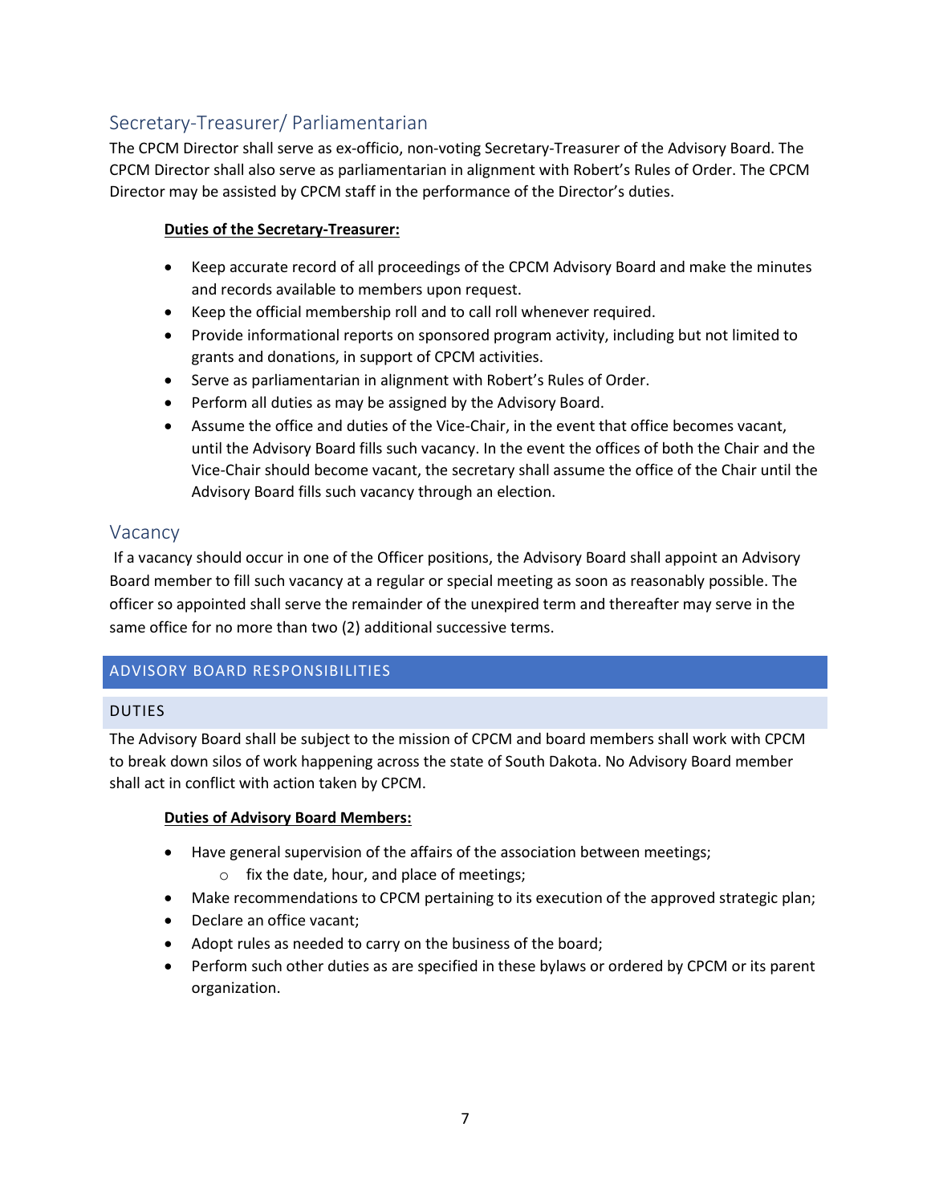## Secretary-Treasurer/ Parliamentarian

The CPCM Director shall serve as ex-officio, non-voting Secretary-Treasurer of the Advisory Board. The CPCM Director shall also serve as parliamentarian in alignment with Robert's Rules of Order. The CPCM Director may be assisted by CPCM staff in the performance of the Director's duties.

**Duties of the Secretary-Treasurer:**

- Keep accurate record of all proceedings of the CPCM Advisory Board and make the minutes and records available to members upon request.
- Keep the official membership roll and to call roll whenever required.
- Provide informational reports on sponsored program activity, including but not limited to grants and donations, in support of CPCM activities.
- Serve as parliamentarian in alignment with Robert's Rules of Order.
- Perform all duties as may be assigned by the Advisory Board.
- Assume the office and duties of the Vice-Chair, in the event that office becomes vacant, until the Advisory Board fills such vacancy. In the event the offices of both the Chair and the Vice-Chair should become vacant, the secretary shall assume the office of the Chair until the Advisory Board fills such vacancy through an election.

## Vacancy

If a vacancy should occur in one of the Officer positions, the Advisory Board shall appoint an Advisory Board member to fill such vacancy at a regular or special meeting as soon as reasonably possible. The officer so appointed shall serve the remainder of the unexpired term and thereafter may serve in the same office for no more than two (2) additional successive terms.

# ADVISORY BOARD RESPONSIBILITIES

## DUTIES

The Advisory Board shall be subject to the mission of CPCM and board members shall work with CPCM to break down silos of work happening across the state of South Dakota. No Advisory Board member shall act in conflict with action taken by CPCM.

**Duties of Advisory Board Members:**

- Have general supervision of the affairs of the association between meetings;
  - fix the date, hour, and place of meetings;
- Make recommendations to CPCM pertaining to its execution of the approved strategic plan;
- Declare an office vacant;
- Adopt rules as needed to carry on the business of the board;
- Perform such other duties as are specified in these bylaws or ordered by CPCM or its parent organization.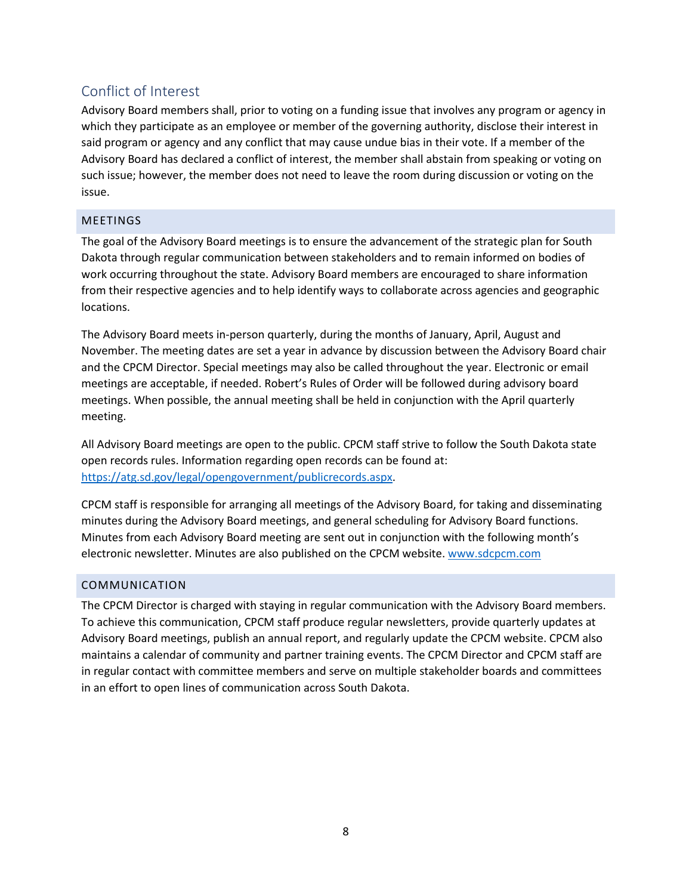## Conflict of Interest

Advisory Board members shall, prior to voting on a funding issue that involves any program or agency in which they participate as an employee or member of the governing authority, disclose their interest in said program or agency and any conflict that may cause undue bias in their vote. If a member of the Advisory Board has declared a conflict of interest, the member shall abstain from speaking or voting on such issue; however, the member does not need to leave the room during discussion or voting on the issue.

### MEETINGS

The goal of the Advisory Board meetings is to ensure the advancement of the strategic plan for South Dakota through regular communication between stakeholders and to remain informed on bodies of work occurring throughout the state. Advisory Board members are encouraged to share information from their respective agencies and to help identify ways to collaborate across agencies and geographic locations.

The Advisory Board meets in-person quarterly, during the months of January, April, August and November. The meeting dates are set a year in advance by discussion between the Advisory Board chair and the CPCM Director. Special meetings may also be called throughout the year. Electronic or email meetings are acceptable, if needed. Robert's Rules of Order will be followed during advisory board meetings. When possible, the annual meeting shall be held in conjunction with the April quarterly meeting.

All Advisory Board meetings are open to the public. CPCM staff strive to follow the South Dakota state open records rules. Information regarding open records can be found at: [https://atg.sd.gov/legal/opengovernment/publicrecords.aspx](https://atg.sd.gov/legal/opengovernment/publicrecords.aspx).

CPCM staff is responsible for arranging all meetings of the Advisory Board, for taking and disseminating minutes during the Advisory Board meetings, and general scheduling for Advisory Board functions. Minutes from each Advisory Board meeting are sent out in conjunction with the following month's electronic newsletter. Minutes are also published on the CPCM website. [www.sdcpcm.com](http://www.sdcpcm.com)

### COMMUNICATION

The CPCM Director is charged with staying in regular communication with the Advisory Board members. To achieve this communication, CPCM staff produce regular newsletters, provide quarterly updates at Advisory Board meetings, publish an annual report, and regularly update the CPCM website. CPCM also maintains a calendar of community and partner training events. The CPCM Director and CPCM staff are in regular contact with committee members and serve on multiple stakeholder boards and committees in an effort to open lines of communication across South Dakota.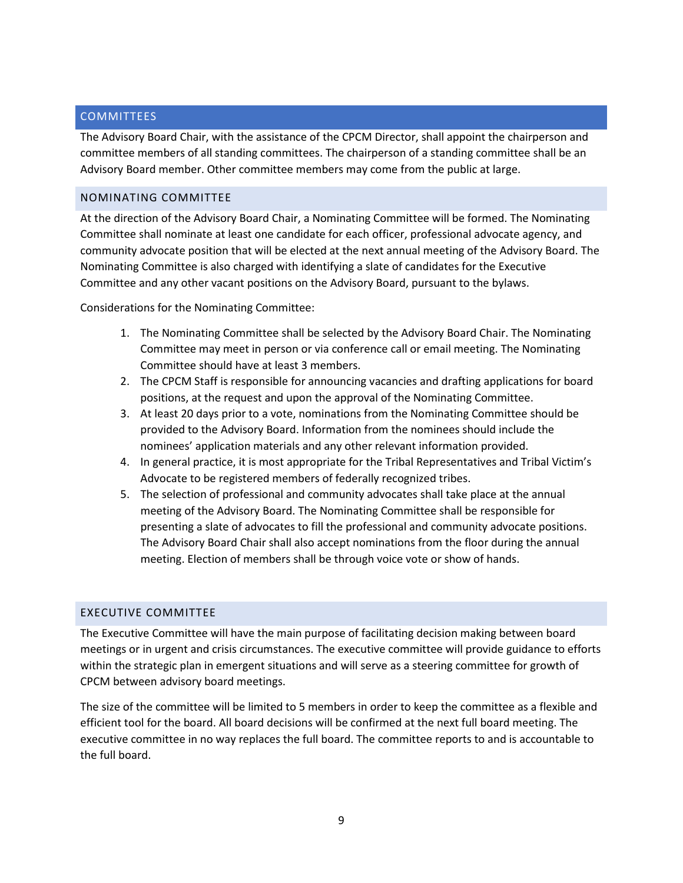## COMMITTEES

The Advisory Board Chair, with the assistance of the CPCM Director, shall appoint the chairperson and committee members of all standing committees. The chairperson of a standing committee shall be an Advisory Board member. Other committee members may come from the public at large.

### NOMINATING COMMITTEE

At the direction of the Advisory Board Chair, a Nominating Committee will be formed. The Nominating Committee shall nominate at least one candidate for each officer, professional advocate agency, and community advocate position that will be elected at the next annual meeting of the Advisory Board. The Nominating Committee is also charged with identifying a slate of candidates for the Executive Committee and any other vacant positions on the Advisory Board, pursuant to the bylaws.

Considerations for the Nominating Committee:

1. The Nominating Committee shall be selected by the Advisory Board Chair. The Nominating Committee may meet in person or via conference call or email meeting. The Nominating Committee should have at least 3 members.
2. The CPCM Staff is responsible for announcing vacancies and drafting applications for board positions, at the request and upon the approval of the Nominating Committee.
3. At least 20 days prior to a vote, nominations from the Nominating Committee should be provided to the Advisory Board. Information from the nominees should include the nominees' application materials and any other relevant information provided.
4. In general practice, it is most appropriate for the Tribal Representatives and Tribal Victim's Advocate to be registered members of federally recognized tribes.
5. The selection of professional and community advocates shall take place at the annual meeting of the Advisory Board. The Nominating Committee shall be responsible for presenting a slate of advocates to fill the professional and community advocate positions. The Advisory Board Chair shall also accept nominations from the floor during the annual meeting. Election of members shall be through voice vote or show of hands.

### EXECUTIVE COMMITTEE

The Executive Committee will have the main purpose of facilitating decision making between board meetings or in urgent and crisis circumstances. The executive committee will provide guidance to efforts within the strategic plan in emergent situations and will serve as a steering committee for growth of CPCM between advisory board meetings.

The size of the committee will be limited to 5 members in order to keep the committee as a flexible and efficient tool for the board. All board decisions will be confirmed at the next full board meeting. The executive committee in no way replaces the full board. The committee reports to and is accountable to the full board.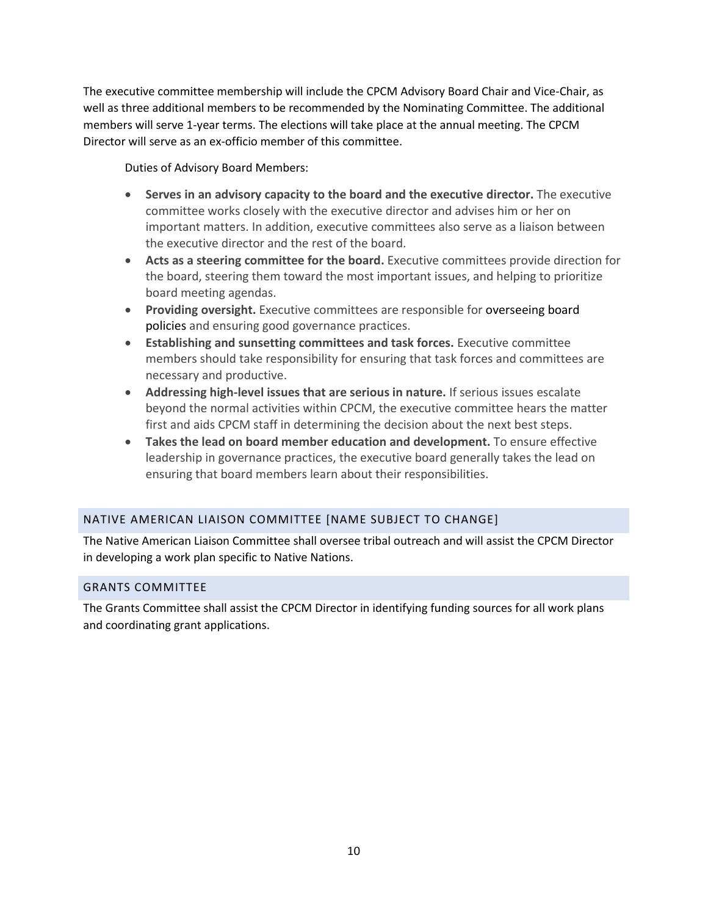The executive committee membership will include the CPCM Advisory Board Chair and Vice-Chair, as well as three additional members to be recommended by the Nominating Committee. The additional members will serve 1-year terms. The elections will take place at the annual meeting. The CPCM Director will serve as an ex-officio member of this committee.

Duties of Advisory Board Members:

- **Serves in an advisory capacity to the board and the executive director.** The executive committee works closely with the executive director and advises him or her on important matters. In addition, executive committees also serve as a liaison between the executive director and the rest of the board.
- **Acts as a steering committee for the board.** Executive committees provide direction for the board, steering them toward the most important issues, and helping to prioritize board meeting agendas.
- **Providing oversight.** Executive committees are responsible for overseeing board policies and ensuring good governance practices.
- **Establishing and sunsetting committees and task forces.** Executive committee members should take responsibility for ensuring that task forces and committees are necessary and productive.
- **Addressing high-level issues that are serious in nature.** If serious issues escalate beyond the normal activities within CPCM, the executive committee hears the matter first and aids CPCM staff in determining the decision about the next best steps.
- **Takes the lead on board member education and development.** To ensure effective leadership in governance practices, the executive board generally takes the lead on ensuring that board members learn about their responsibilities.

## NATIVE AMERICAN LIAISON COMMITTEE [NAME SUBJECT TO CHANGE]

The Native American Liaison Committee shall oversee tribal outreach and will assist the CPCM Director in developing a work plan specific to Native Nations.

## GRANTS COMMITTEE

The Grants Committee shall assist the CPCM Director in identifying funding sources for all work plans and coordinating grant applications.